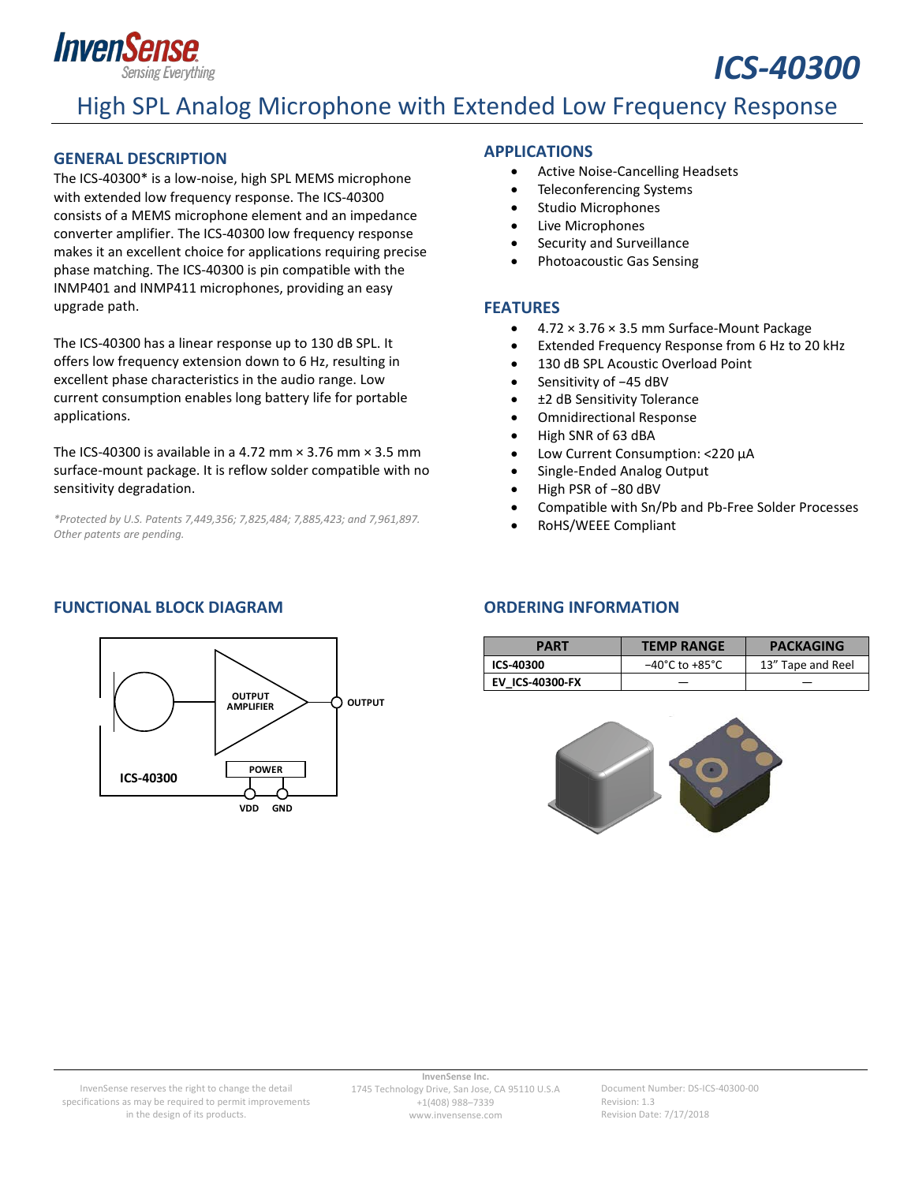# ICS-40300

## High SPL Analog Microphone with Extended Low Frequency Response

## GENERAL DESCRIPTION

The ICS-40300* is a low-noise, high SPL MEMS microphone with extended low frequency response. The ICS-40300 consists of a MEMS microphone element and an impedance converter amplifier. The ICS-40300 low frequency response makes it an excellent choice for applications requiring precise phase matching. The ICS-40300 is pin compatible with the INMP401 and INMP411 microphones, providing an easy upgrade path.

The ICS-40300 has a linear response up to 130 dB SPL. It offers low frequency extension down to 6 Hz, resulting in excellent phase characteristics in the audio range. Low current consumption enables long battery life for portable applications.

The ICS-40300 is available in a 4.72 mm × 3.76 mm × 3.5 mm surface-mount package. It is reflow solder compatible with no sensitivity degradation.

*\*Protected by U.S. Patents 7,449,356; 7,825,484; 7,885,423; and 7,961,897. Other patents are pending.*

## APPLICATIONS

- Active Noise-Cancelling Headsets
- Teleconferencing Systems
- Studio Microphones
- Live Microphones
- Security and Surveillance
- Photoacoustic Gas Sensing

## FEATURES

- 4.72 × 3.76 × 3.5 mm Surface-Mount Package
- Extended Frequency Response from 6 Hz to 20 kHz
- 130 dB SPL Acoustic Overload Point
- Sensitivity of −45 dBV
- ±2 dB Sensitivity Tolerance
- Omnidirectional Response
- High SNR of 63 dBA
- Low Current Consumption: <220 µA
- Single-Ended Analog Output
- High PSR of −80 dBV
- Compatible with Sn/Pb and Pb-Free Solder Processes
- RoHS/WEEE Compliant

## FUNCTIONAL BLOCK DIAGRAM

OUTPUT AMPLIFIER
POWER
OUTPUT
ICS-40300
VDD GND

## ORDERING INFORMATION

| PART | TEMP RANGE | PACKAGING |
|---|---|---|
| **ICS-40300** | −40°C to +85°C | 13" Tape and Reel |
| **EV_ICS-40300-FX** | — | — |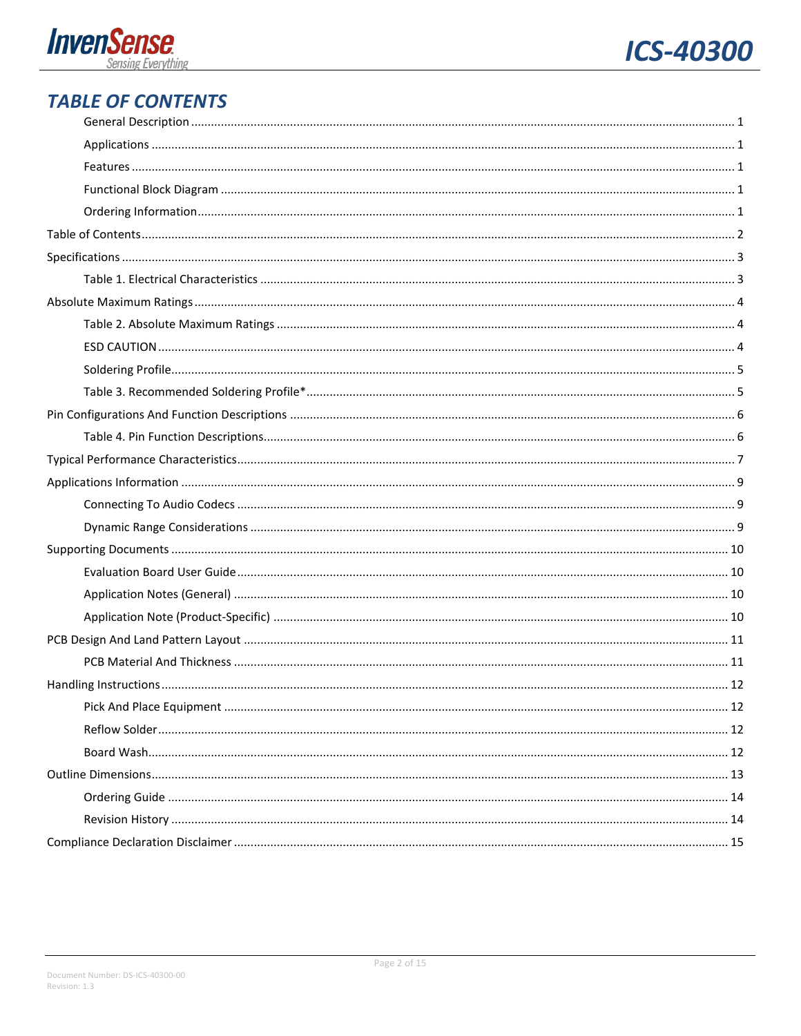# TABLE OF CONTENTS

- General Description ... 1
- Applications ... 1
- Features ... 1
- Functional Block Diagram ... 1
- Ordering Information ... 1

Table of Contents ... 2

Specifications ... 3

- Table 1. Electrical Characteristics ... 3

Absolute Maximum Ratings ... 4

- Table 2. Absolute Maximum Ratings ... 4
- ESD CAUTION ... 4
- Soldering Profile ... 5
- Table 3. Recommended Soldering Profile* ... 5

Pin Configurations And Function Descriptions ... 6

- Table 4. Pin Function Descriptions ... 6

Typical Performance Characteristics ... 7

Applications Information ... 9

- Connecting To Audio Codecs ... 9
- Dynamic Range Considerations ... 9

Supporting Documents ... 10

- Evaluation Board User Guide ... 10
- Application Notes (General) ... 10
- Application Note (Product-Specific) ... 10

PCB Design And Land Pattern Layout ... 11

- PCB Material And Thickness ... 11

Handling Instructions ... 12

- Pick And Place Equipment ... 12
- Reflow Solder ... 12
- Board Wash ... 12

Outline Dimensions ... 13

- Ordering Guide ... 14
- Revision History ... 14

Compliance Declaration Disclaimer ... 15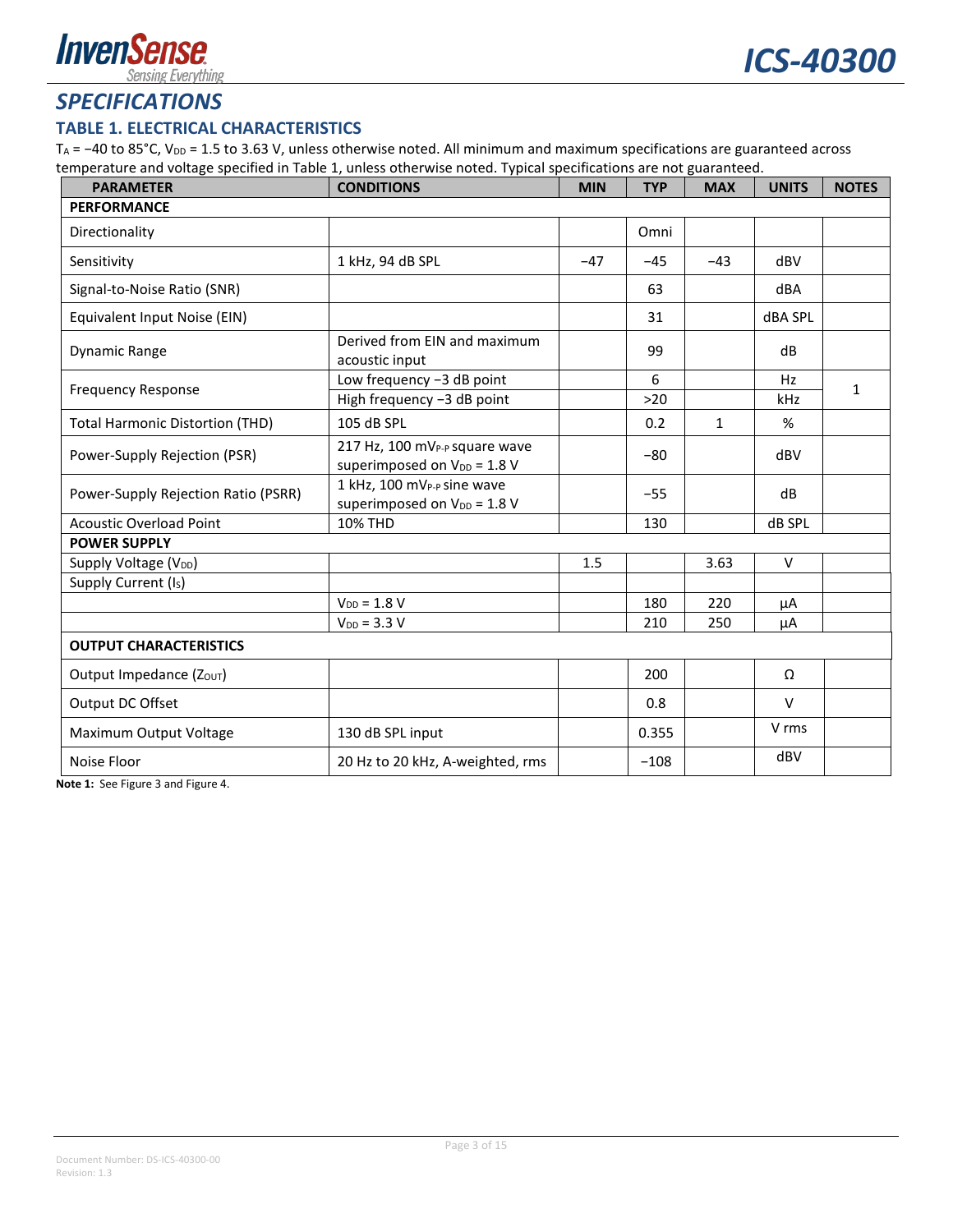## SPECIFICATIONS

### TABLE 1. ELECTRICAL CHARACTERISTICS

$T_A$ = −40 to 85°C, $V_{DD}$ = 1.5 to 3.63 V, unless otherwise noted. All minimum and maximum specifications are guaranteed across temperature and voltage specified in Table 1, unless otherwise noted. Typical specifications are not guaranteed.

| PARAMETER | CONDITIONS | MIN | TYP | MAX | UNITS | NOTES |
|---|---|---|---|---|---|---|
| **PERFORMANCE** | | | | | | |
| Directionality | | | Omni | | | |
| Sensitivity | 1 kHz, 94 dB SPL | −47 | −45 | −43 | dBV | |
| Signal-to-Noise Ratio (SNR) | | | 63 | | dBA | |
| Equivalent Input Noise (EIN) | | | 31 | | dBA SPL | |
| Dynamic Range | Derived from EIN and maximum acoustic input | | 99 | | dB | |
| Frequency Response | Low frequency −3 dB point | | 6 | | Hz | 1 |
| | High frequency −3 dB point | | >20 | | kHz | |
| Total Harmonic Distortion (THD) | 105 dB SPL | | 0.2 | 1 | % | |
| Power-Supply Rejection (PSR) | 217 Hz, 100 $mV_{P\text{-}P}$ square wave superimposed on $V_{DD}$ = 1.8 V | | −80 | | dBV | |
| Power-Supply Rejection Ratio (PSRR) | 1 kHz, 100 $mV_{P\text{-}P}$ sine wave superimposed on $V_{DD}$ = 1.8 V | | −55 | | dB | |
| Acoustic Overload Point | 10% THD | | 130 | | dB SPL | |
| **POWER SUPPLY** | | | | | | |
| Supply Voltage ($V_{DD}$) | | 1.5 | | 3.63 | V | |
| Supply Current ($I_S$) | | | | | | |
| | $V_{DD}$ = 1.8 V | | 180 | 220 | µA | |
| | $V_{DD}$ = 3.3 V | | 210 | 250 | µA | |
| **OUTPUT CHARACTERISTICS** | | | | | | |
| Output Impedance ($Z_{OUT}$) | | | 200 | | Ω | |
| Output DC Offset | | | 0.8 | | V | |
| Maximum Output Voltage | 130 dB SPL input | | 0.355 | | V rms | |
| Noise Floor | 20 Hz to 20 kHz, A-weighted, rms | | −108 | | dBV | |

**Note 1:** See Figure 3 and Figure 4.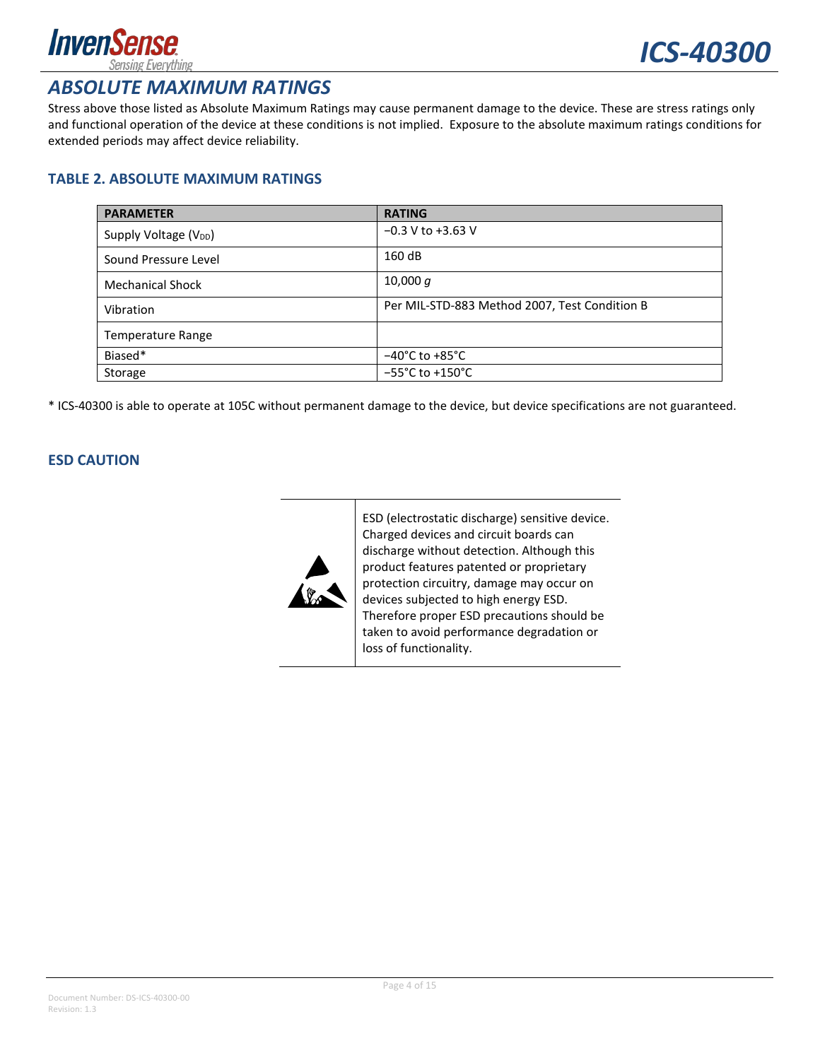# ABSOLUTE MAXIMUM RATINGS

Stress above those listed as Absolute Maximum Ratings may cause permanent damage to the device. These are stress ratings only and functional operation of the device at these conditions is not implied. Exposure to the absolute maximum ratings conditions for extended periods may affect device reliability.

### TABLE 2. ABSOLUTE MAXIMUM RATINGS

| PARAMETER | RATING |
|---|---|
| Supply Voltage ($V_{DD}$) | −0.3 V to +3.63 V |
| Sound Pressure Level | 160 dB |
| Mechanical Shock | 10,000 *g* |
| Vibration | Per MIL-STD-883 Method 2007, Test Condition B |
| Temperature Range | |
| Biased* | −40°C to +85°C |
| Storage | −55°C to +150°C |

* ICS-40300 is able to operate at 105C without permanent damage to the device, but device specifications are not guaranteed.

### ESD CAUTION

ESD (electrostatic discharge) sensitive device. Charged devices and circuit boards can discharge without detection. Although this product features patented or proprietary protection circuitry, damage may occur on devices subjected to high energy ESD. Therefore proper ESD precautions should be taken to avoid performance degradation or loss of functionality.

Document Number: DS-ICS-40300-00
Revision: 1.3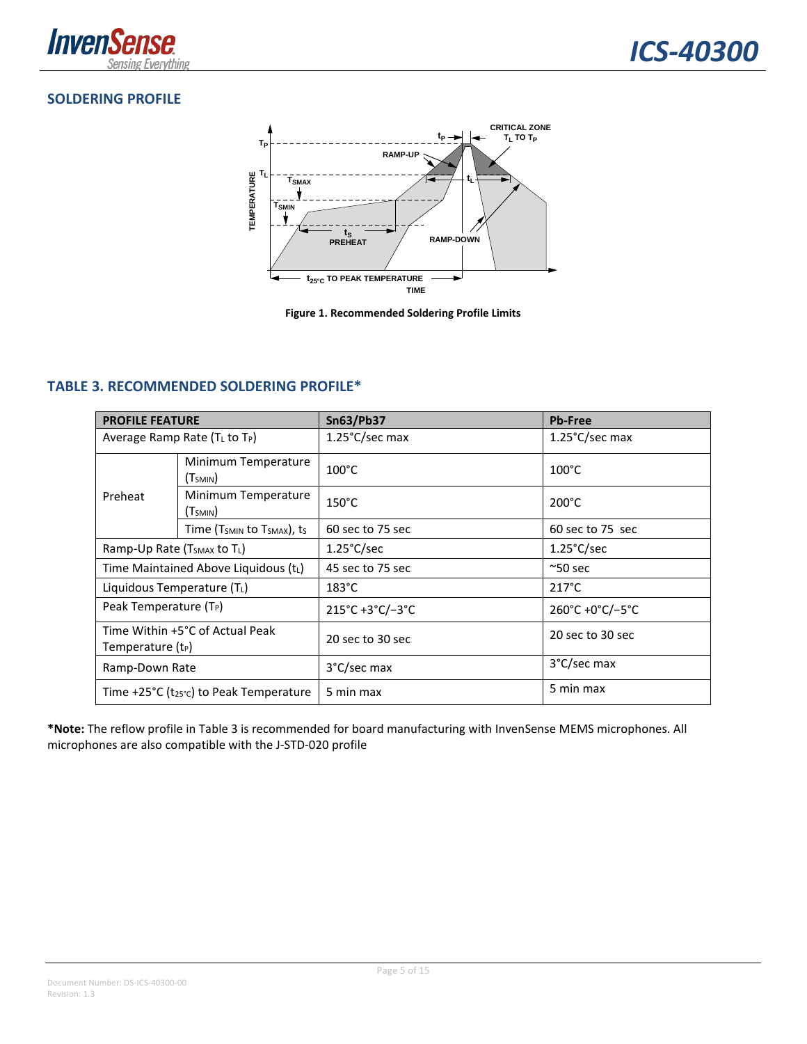## SOLDERING PROFILE

Figure 1. Recommended Soldering Profile Limits

## TABLE 3. RECOMMENDED SOLDERING PROFILE*

| PROFILE FEATURE | | Sn63/Pb37 | Pb-Free |
|---|---|---|---|
| Average Ramp Rate ($T_L$ to $T_P$) | | 1.25°C/sec max | 1.25°C/sec max |
| Preheat | Minimum Temperature ($T_{SMIN}$) | 100°C | 100°C |
| | Minimum Temperature ($T_{SMIN}$) | 150°C | 200°C |
| | Time ($T_{SMIN}$ to $T_{SMAX}$), $t_S$ | 60 sec to 75 sec | 60 sec to 75 sec |
| Ramp-Up Rate ($T_{SMAX}$ to $T_L$) | | 1.25°C/sec | 1.25°C/sec |
| Time Maintained Above Liquidous ($t_L$) | | 45 sec to 75 sec | ~50 sec |
| Liquidous Temperature ($T_L$) | | 183°C | 217°C |
| Peak Temperature ($T_P$) | | 215°C +3°C/−3°C | 260°C +0°C/−5°C |
| Time Within +5°C of Actual Peak Temperature ($t_P$) | | 20 sec to 30 sec | 20 sec to 30 sec |
| Ramp-Down Rate | | 3°C/sec max | 3°C/sec max |
| Time +25°C ($t_{25°C}$) to Peak Temperature | | 5 min max | 5 min max |

***Note:** The reflow profile in Table 3 is recommended for board manufacturing with InvenSense MEMS microphones. All microphones are also compatible with the J-STD-020 profile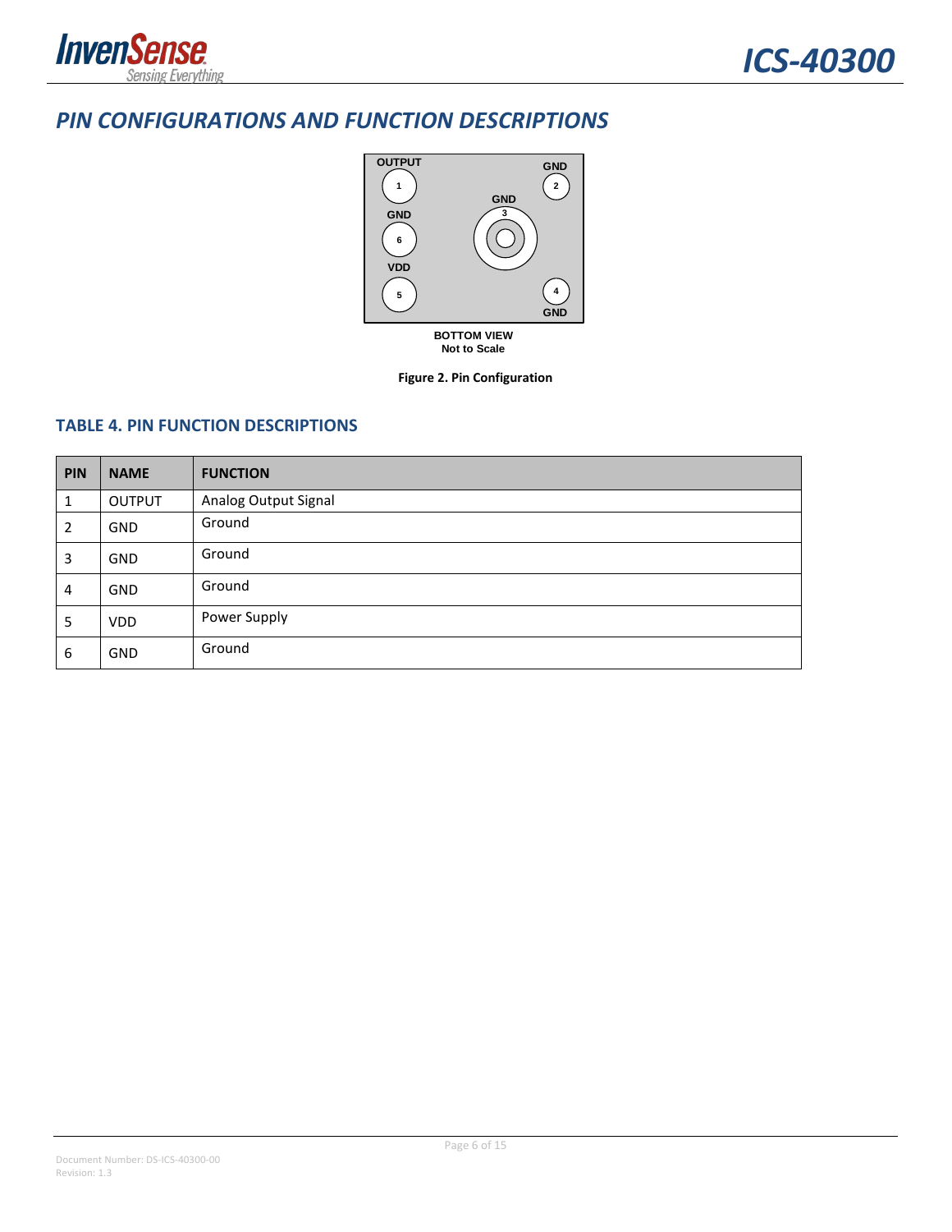## PIN CONFIGURATIONS AND FUNCTION DESCRIPTIONS

OUTPUT 1, GND 2, GND 3, GND 6, VDD 5, 4 GND

BOTTOM VIEW
Not to Scale

**Figure 2. Pin Configuration**

### TABLE 4. PIN FUNCTION DESCRIPTIONS

| PIN | NAME | FUNCTION |
|---|---|---|
| 1 | OUTPUT | Analog Output Signal |
| 2 | GND | Ground |
| 3 | GND | Ground |
| 4 | GND | Ground |
| 5 | VDD | Power Supply |
| 6 | GND | Ground |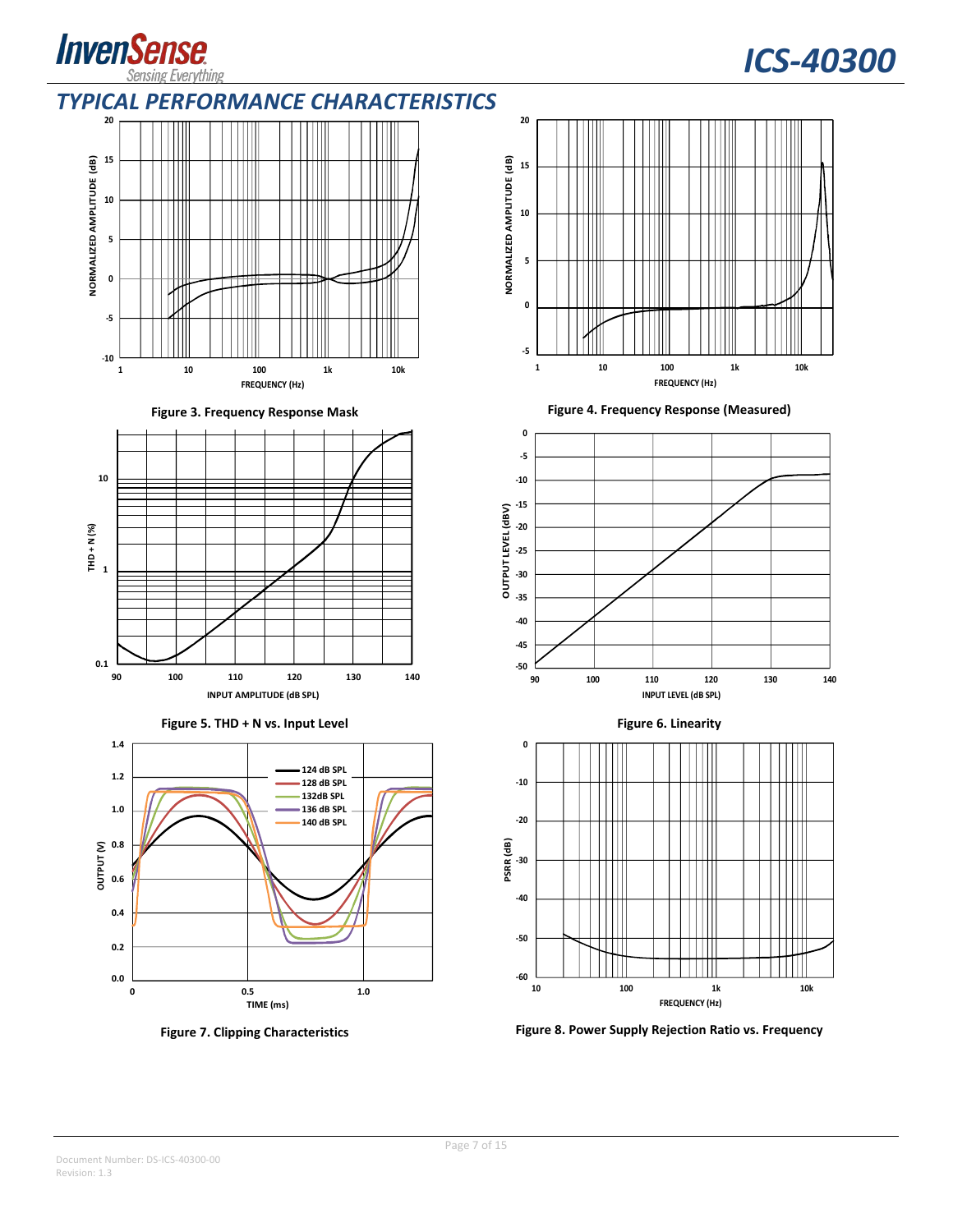## TYPICAL PERFORMANCE CHARACTERISTICS

Figure 3. Frequency Response Mask

Figure 4. Frequency Response (Measured)

Figure 5. THD + N vs. Input Level

Figure 6. Linearity

Figure 7. Clipping Characteristics

Figure 8. Power Supply Rejection Ratio vs. Frequency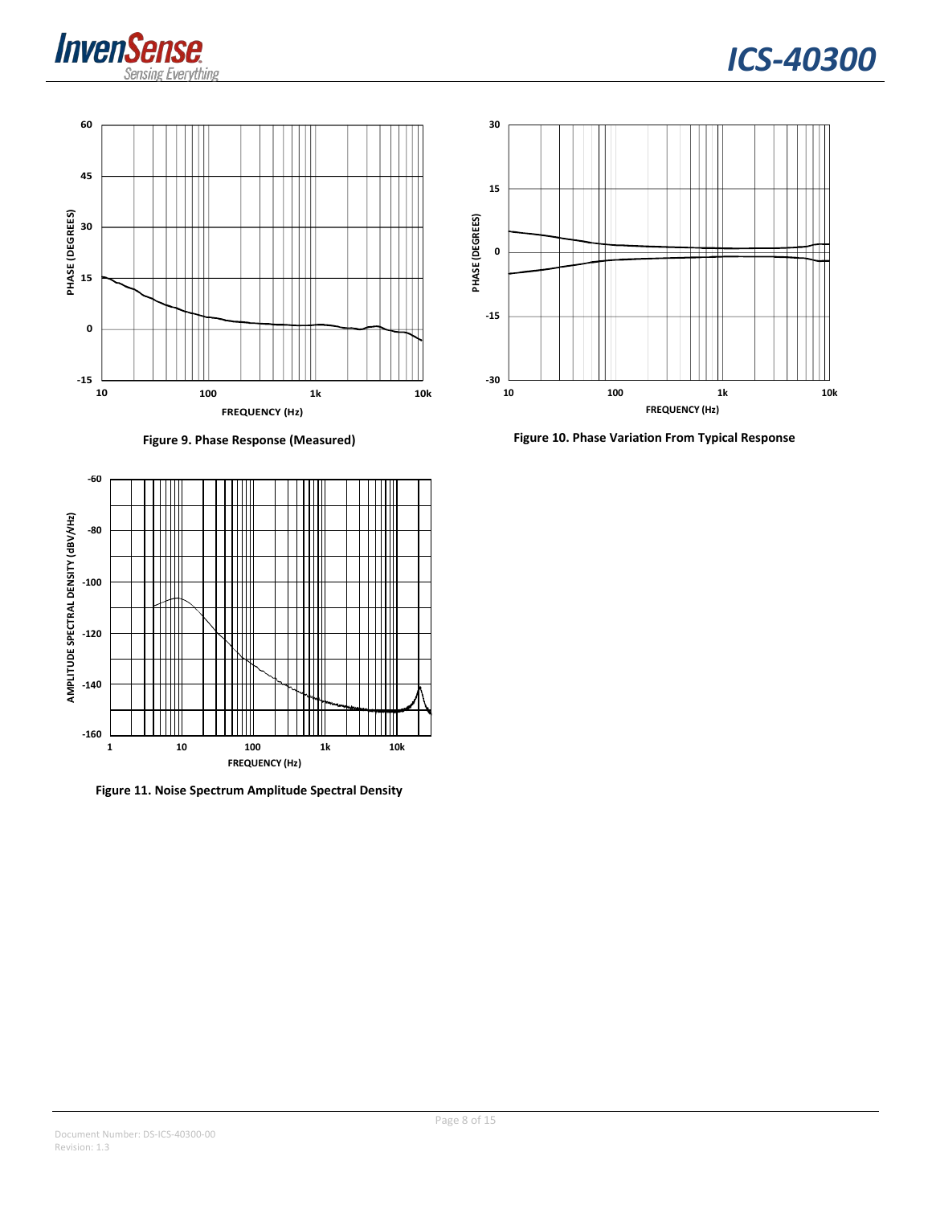Figure 9. Phase Response (Measured)

Figure 10. Phase Variation From Typical Response

Figure 11. Noise Spectrum Amplitude Spectral Density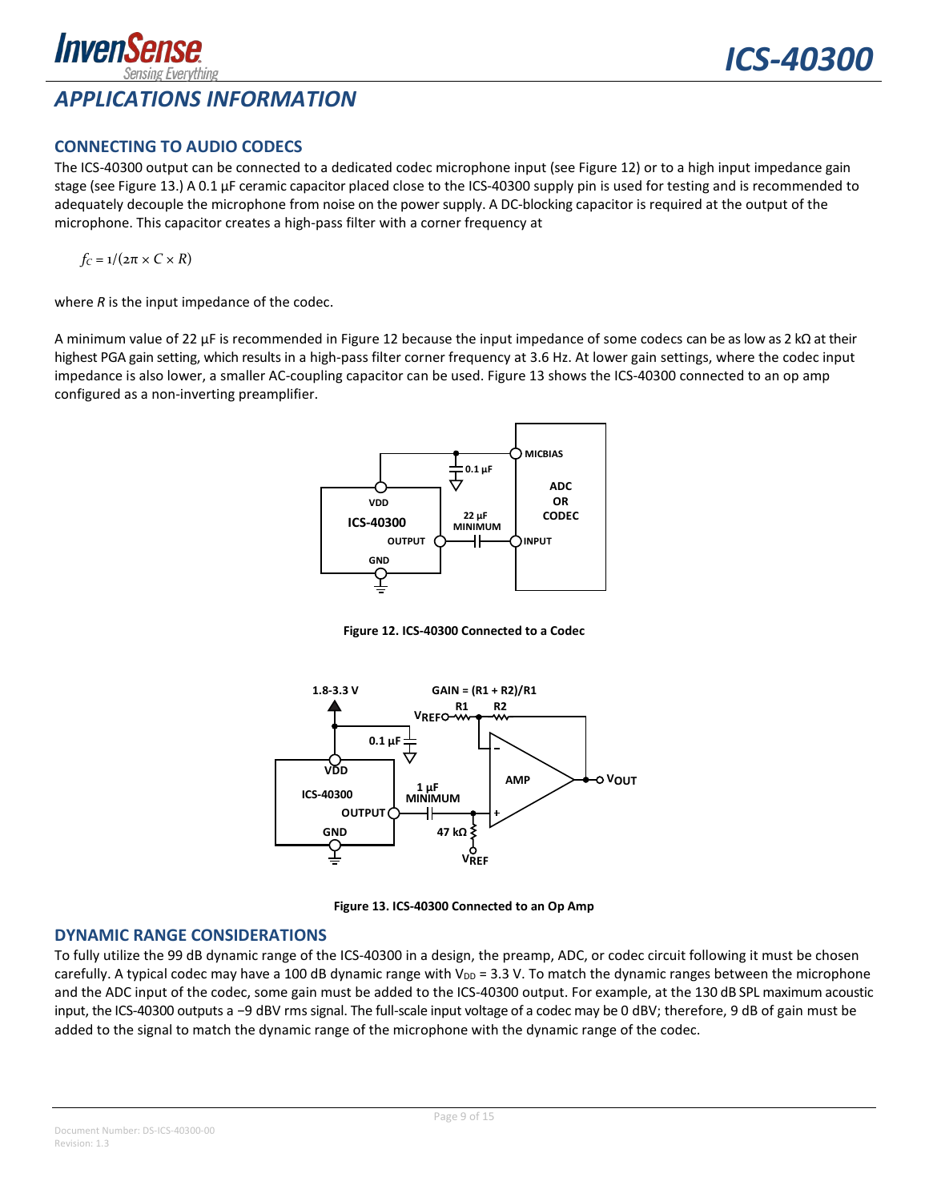## APPLICATIONS INFORMATION

### CONNECTING TO AUDIO CODECS

The ICS-40300 output can be connected to a dedicated codec microphone input (see Figure 12) or to a high input impedance gain stage (see Figure 13.) A 0.1 µF ceramic capacitor placed close to the ICS-40300 supply pin is used for testing and is recommended to adequately decouple the microphone from noise on the power supply. A DC-blocking capacitor is required at the output of the microphone. This capacitor creates a high-pass filter with a corner frequency at

$$f_C = 1/(2\pi \times C \times R)$$

where *R* is the input impedance of the codec.

A minimum value of 22 µF is recommended in Figure 12 because the input impedance of some codecs can be as low as 2 kΩ at their highest PGA gain setting, which results in a high-pass filter corner frequency at 3.6 Hz. At lower gain settings, where the codec input impedance is also lower, a smaller AC-coupling capacitor can be used. Figure 13 shows the ICS-40300 connected to an op amp configured as a non-inverting preamplifier.

**Figure 12. ICS-40300 Connected to a Codec**

**Figure 13. ICS-40300 Connected to an Op Amp**

### DYNAMIC RANGE CONSIDERATIONS

To fully utilize the 99 dB dynamic range of the ICS-40300 in a design, the preamp, ADC, or codec circuit following it must be chosen carefully. A typical codec may have a 100 dB dynamic range with $V_{DD}$ = 3.3 V. To match the dynamic ranges between the microphone and the ADC input of the codec, some gain must be added to the ICS-40300 output. For example, at the 130 dB SPL maximum acoustic input, the ICS-40300 outputs a −9 dBV rms signal. The full-scale input voltage of a codec may be 0 dBV; therefore, 9 dB of gain must be added to the signal to match the dynamic range of the microphone with the dynamic range of the codec.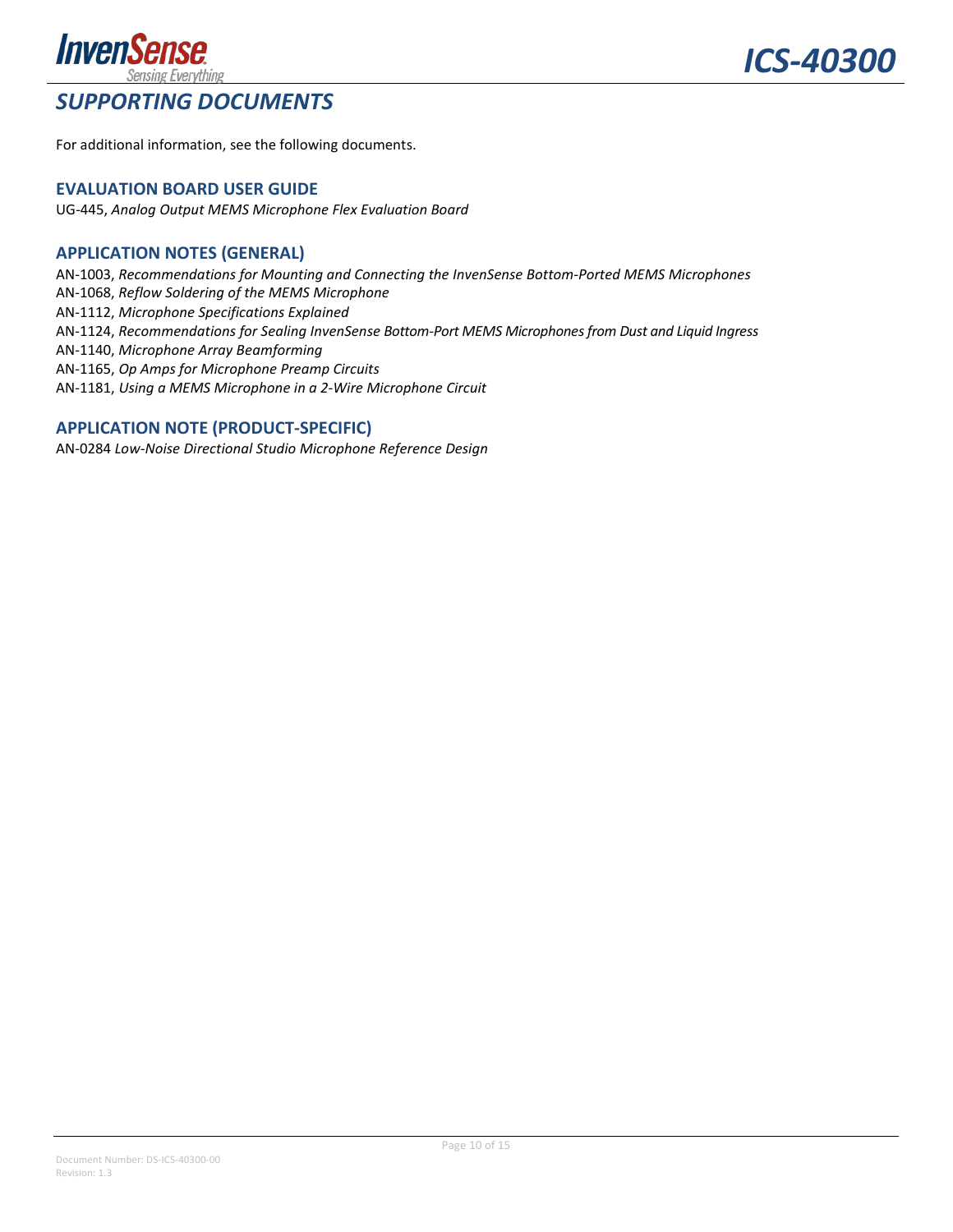# SUPPORTING DOCUMENTS

For additional information, see the following documents.

## EVALUATION BOARD USER GUIDE

UG-445, *Analog Output MEMS Microphone Flex Evaluation Board*

## APPLICATION NOTES (GENERAL)

AN-1003, *Recommendations for Mounting and Connecting the InvenSense Bottom-Ported MEMS Microphones*
AN-1068, *Reflow Soldering of the MEMS Microphone*
AN-1112, *Microphone Specifications Explained*
AN-1124, *Recommendations for Sealing InvenSense Bottom-Port MEMS Microphones from Dust and Liquid Ingress*
AN-1140, *Microphone Array Beamforming*
AN-1165, *Op Amps for Microphone Preamp Circuits*
AN-1181, *Using a MEMS Microphone in a 2-Wire Microphone Circuit*

## APPLICATION NOTE (PRODUCT-SPECIFIC)

AN-0284 *Low-Noise Directional Studio Microphone Reference Design*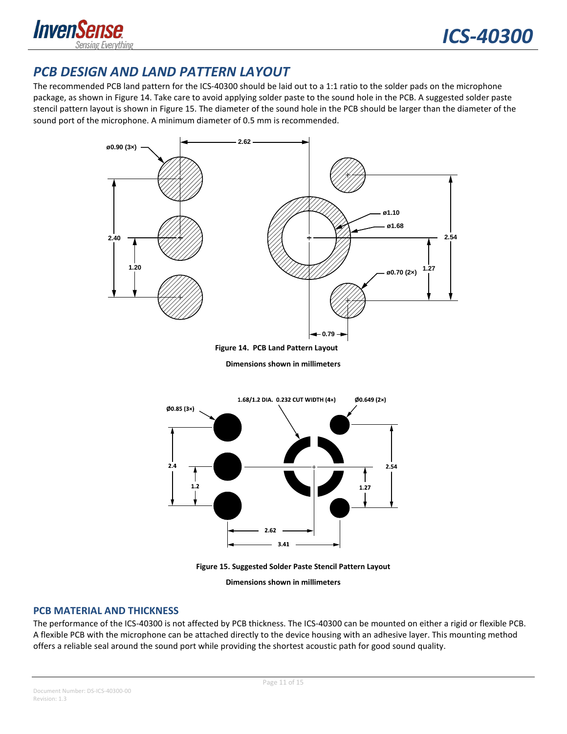## PCB DESIGN AND LAND PATTERN LAYOUT

The recommended PCB land pattern for the ICS-40300 should be laid out to a 1:1 ratio to the solder pads on the microphone package, as shown in Figure 14. Take care to avoid applying solder paste to the sound hole in the PCB. A suggested solder paste stencil pattern layout is shown in Figure 15. The diameter of the sound hole in the PCB should be larger than the diameter of the sound port of the microphone. A minimum diameter of 0.5 mm is recommended.

**Figure 14. PCB Land Pattern Layout**

**Dimensions shown in millimeters**

**Figure 15. Suggested Solder Paste Stencil Pattern Layout**

**Dimensions shown in millimeters**

### PCB MATERIAL AND THICKNESS

The performance of the ICS-40300 is not affected by PCB thickness. The ICS-40300 can be mounted on either a rigid or flexible PCB. A flexible PCB with the microphone can be attached directly to the device housing with an adhesive layer. This mounting method offers a reliable seal around the sound port while providing the shortest acoustic path for good sound quality.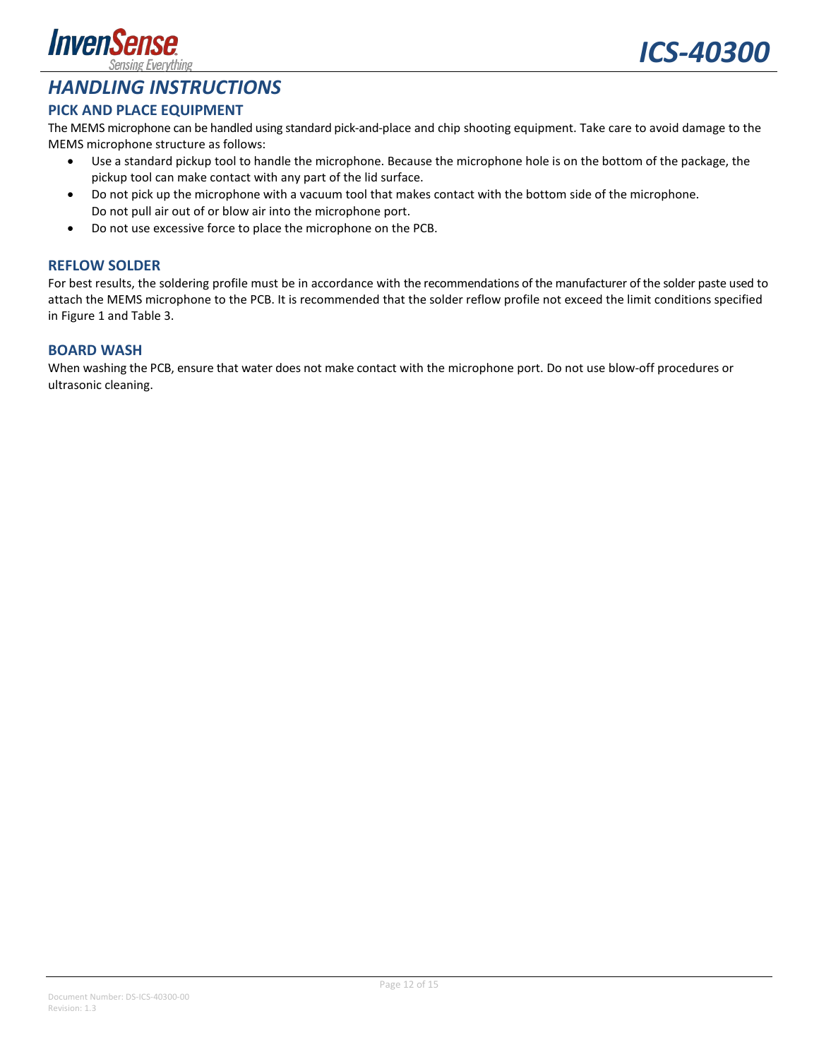# HANDLING INSTRUCTIONS

## PICK AND PLACE EQUIPMENT

The MEMS microphone can be handled using standard pick-and-place and chip shooting equipment. Take care to avoid damage to the MEMS microphone structure as follows:

- Use a standard pickup tool to handle the microphone. Because the microphone hole is on the bottom of the package, the pickup tool can make contact with any part of the lid surface.
- Do not pick up the microphone with a vacuum tool that makes contact with the bottom side of the microphone. Do not pull air out of or blow air into the microphone port.
- Do not use excessive force to place the microphone on the PCB.

## REFLOW SOLDER

For best results, the soldering profile must be in accordance with the recommendations of the manufacturer of the solder paste used to attach the MEMS microphone to the PCB. It is recommended that the solder reflow profile not exceed the limit conditions specified in Figure 1 and Table 3.

## BOARD WASH

When washing the PCB, ensure that water does not make contact with the microphone port. Do not use blow-off procedures or ultrasonic cleaning.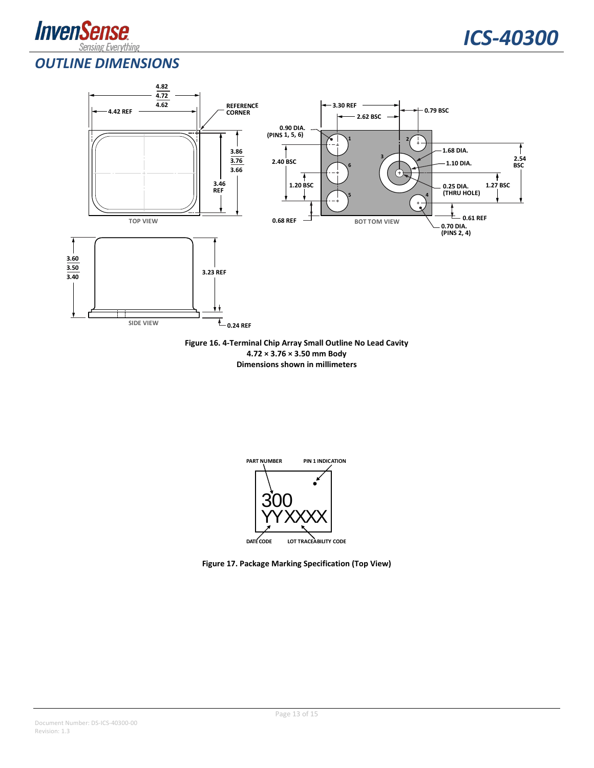## OUTLINE DIMENSIONS

**Figure 16. 4-Terminal Chip Array Small Outline No Lead Cavity**
**4.72 × 3.76 × 3.50 mm Body**
**Dimensions shown in millimeters**

**Figure 17. Package Marking Specification (Top View)**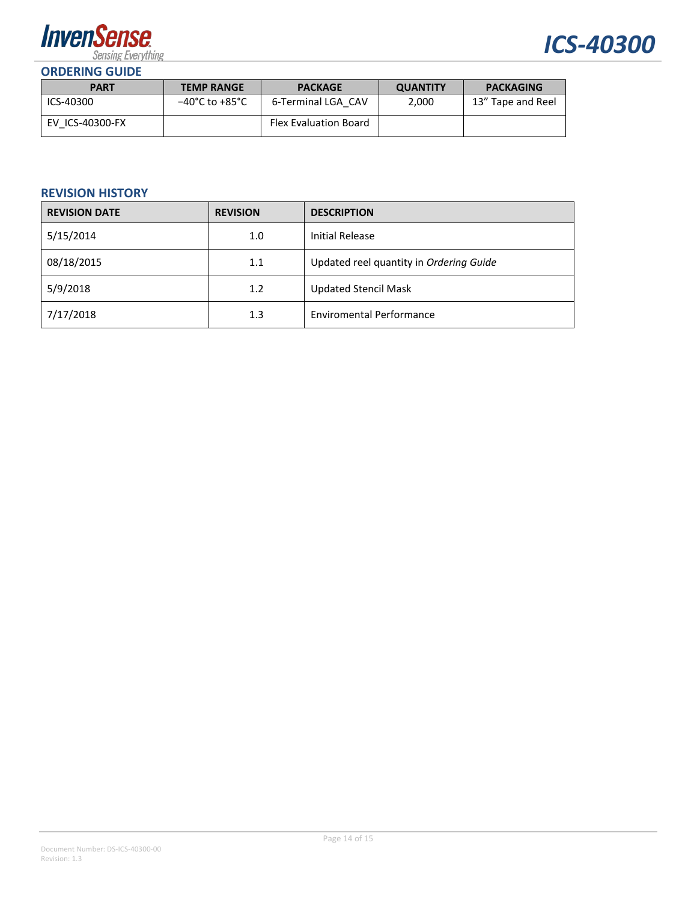## ORDERING GUIDE

| PART | TEMP RANGE | PACKAGE | QUANTITY | PACKAGING |
|---|---|---|---|---|
| ICS-40300 | −40°C to +85°C | 6-Terminal LGA_CAV | 2,000 | 13” Tape and Reel |
| EV_ICS-40300-FX | | Flex Evaluation Board | | |

## REVISION HISTORY

| REVISION DATE | REVISION | DESCRIPTION |
|---|---|---|
| 5/15/2014 | 1.0 | Initial Release |
| 08/18/2015 | 1.1 | Updated reel quantity in *Ordering Guide* |
| 5/9/2018 | 1.2 | Updated Stencil Mask |
| 7/17/2018 | 1.3 | Enviromental Performance |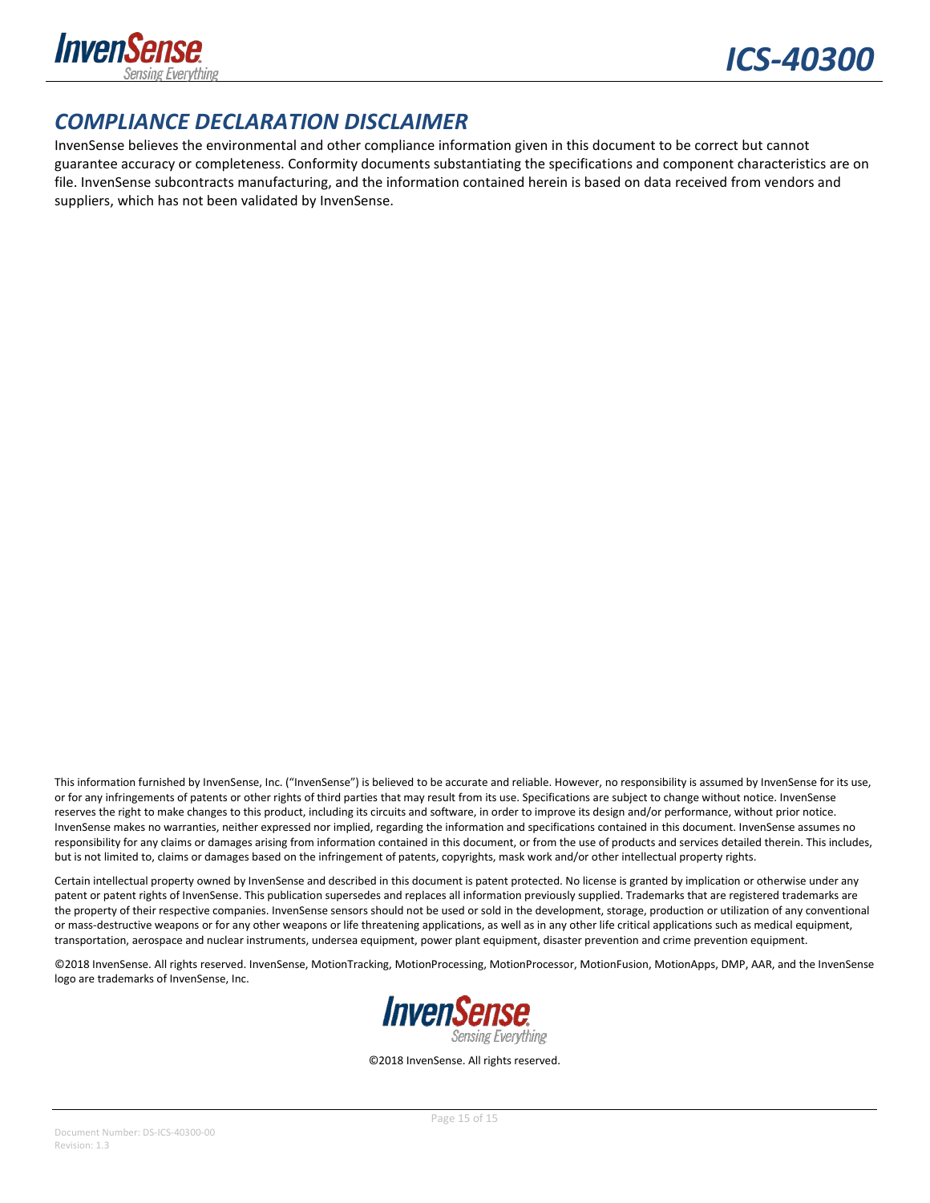## COMPLIANCE DECLARATION DISCLAIMER

InvenSense believes the environmental and other compliance information given in this document to be correct but cannot guarantee accuracy or completeness. Conformity documents substantiating the specifications and component characteristics are on file. InvenSense subcontracts manufacturing, and the information contained herein is based on data received from vendors and suppliers, which has not been validated by InvenSense.

This information furnished by InvenSense, Inc. ("InvenSense") is believed to be accurate and reliable. However, no responsibility is assumed by InvenSense for its use, or for any infringements of patents or other rights of third parties that may result from its use. Specifications are subject to change without notice. InvenSense reserves the right to make changes to this product, including its circuits and software, in order to improve its design and/or performance, without prior notice. InvenSense makes no warranties, neither expressed nor implied, regarding the information and specifications contained in this document. InvenSense assumes no responsibility for any claims or damages arising from information contained in this document, or from the use of products and services detailed therein. This includes, but is not limited to, claims or damages based on the infringement of patents, copyrights, mask work and/or other intellectual property rights.

Certain intellectual property owned by InvenSense and described in this document is patent protected. No license is granted by implication or otherwise under any patent or patent rights of InvenSense. This publication supersedes and replaces all information previously supplied. Trademarks that are registered trademarks are the property of their respective companies. InvenSense sensors should not be used or sold in the development, storage, production or utilization of any conventional or mass-destructive weapons or for any other weapons or life threatening applications, as well as in any other life critical applications such as medical equipment, transportation, aerospace and nuclear instruments, undersea equipment, power plant equipment, disaster prevention and crime prevention equipment.

©2018 InvenSense. All rights reserved. InvenSense, MotionTracking, MotionProcessing, MotionProcessor, MotionFusion, MotionApps, DMP, AAR, and the InvenSense logo are trademarks of InvenSense, Inc.

InvenSense
Sensing Everything

©2018 InvenSense. All rights reserved.

Document Number: DS-ICS-40300-00
Revision: 1.3